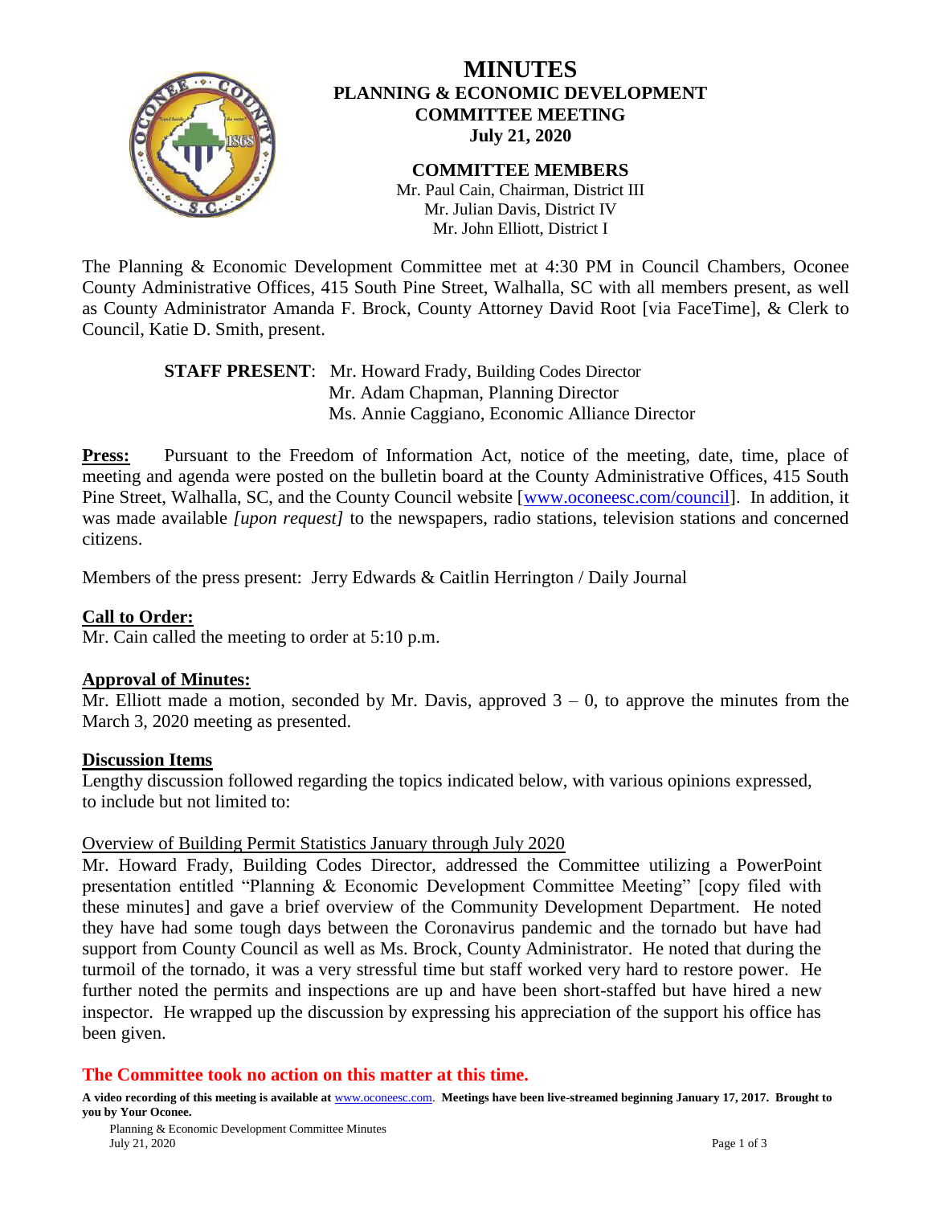# MINUTES
## PLANNING & ECONOMIC DEVELOPMENT COMMITTEE MEETING
### July 21, 2020

**COMMITTEE MEMBERS**

Mr. Paul Cain, Chairman, District III
Mr. Julian Davis, District IV
Mr. John Elliott, District I

The Planning & Economic Development Committee met at 4:30 PM in Council Chambers, Oconee County Administrative Offices, 415 South Pine Street, Walhalla, SC with all members present, as well as County Administrator Amanda F. Brock, County Attorney David Root [via FaceTime], & Clerk to Council, Katie D. Smith, present.

**STAFF PRESENT**: Mr. Howard Frady, Building Codes Director
Mr. Adam Chapman, Planning Director
Ms. Annie Caggiano, Economic Alliance Director

**Press:** Pursuant to the Freedom of Information Act, notice of the meeting, date, time, place of meeting and agenda were posted on the bulletin board at the County Administrative Offices, 415 South Pine Street, Walhalla, SC, and the County Council website [www.oconeesc.com/council]. In addition, it was made available *[upon request]* to the newspapers, radio stations, television stations and concerned citizens.

Members of the press present: Jerry Edwards & Caitlin Herrington / Daily Journal

**Call to Order:**

Mr. Cain called the meeting to order at 5:10 p.m.

**Approval of Minutes:**

Mr. Elliott made a motion, seconded by Mr. Davis, approved 3 – 0, to approve the minutes from the March 3, 2020 meeting as presented.

**Discussion Items**

Lengthy discussion followed regarding the topics indicated below, with various opinions expressed, to include but not limited to:

Overview of Building Permit Statistics January through July 2020

Mr. Howard Frady, Building Codes Director, addressed the Committee utilizing a PowerPoint presentation entitled "Planning & Economic Development Committee Meeting" [copy filed with these minutes] and gave a brief overview of the Community Development Department. He noted they have had some tough days between the Coronavirus pandemic and the tornado but have had support from County Council as well as Ms. Brock, County Administrator. He noted that during the turmoil of the tornado, it was a very stressful time but staff worked very hard to restore power. He further noted the permits and inspections are up and have been short-staffed but have hired a new inspector. He wrapped up the discussion by expressing his appreciation of the support his office has been given.

**The Committee took no action on this matter at this time.**

**A video recording of this meeting is available at www.oconeesc.com. Meetings have been live-streamed beginning January 17, 2017. Brought to you by Your Oconee.**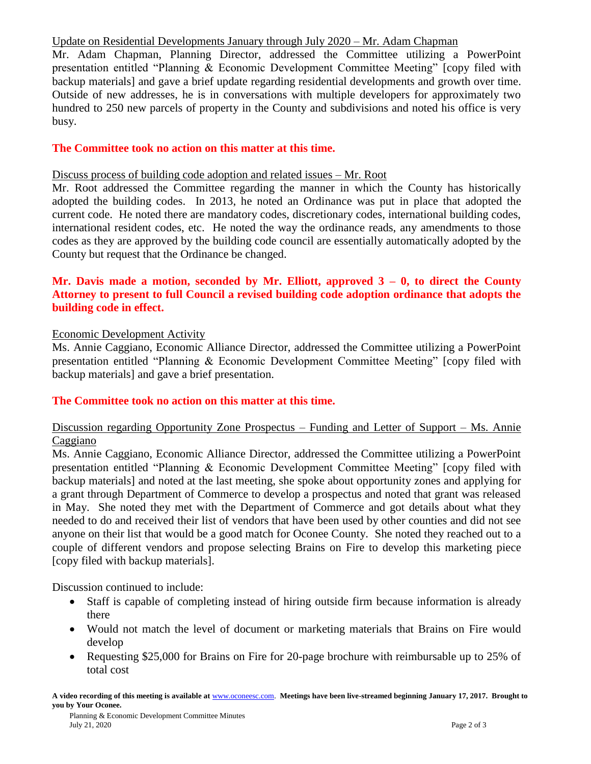Update on Residential Developments January through July 2020 – Mr. Adam Chapman

Mr. Adam Chapman, Planning Director, addressed the Committee utilizing a PowerPoint presentation entitled "Planning & Economic Development Committee Meeting" [copy filed with backup materials] and gave a brief update regarding residential developments and growth over time. Outside of new addresses, he is in conversations with multiple developers for approximately two hundred to 250 new parcels of property in the County and subdivisions and noted his office is very busy.

**The Committee took no action on this matter at this time.**

Discuss process of building code adoption and related issues – Mr. Root

Mr. Root addressed the Committee regarding the manner in which the County has historically adopted the building codes. In 2013, he noted an Ordinance was put in place that adopted the current code. He noted there are mandatory codes, discretionary codes, international building codes, international resident codes, etc. He noted the way the ordinance reads, any amendments to those codes as they are approved by the building code council are essentially automatically adopted by the County but request that the Ordinance be changed.

**Mr. Davis made a motion, seconded by Mr. Elliott, approved 3 – 0, to direct the County Attorney to present to full Council a revised building code adoption ordinance that adopts the building code in effect.**

Economic Development Activity

Ms. Annie Caggiano, Economic Alliance Director, addressed the Committee utilizing a PowerPoint presentation entitled "Planning & Economic Development Committee Meeting" [copy filed with backup materials] and gave a brief presentation.

**The Committee took no action on this matter at this time.**

Discussion regarding Opportunity Zone Prospectus – Funding and Letter of Support – Ms. Annie Caggiano

Ms. Annie Caggiano, Economic Alliance Director, addressed the Committee utilizing a PowerPoint presentation entitled "Planning & Economic Development Committee Meeting" [copy filed with backup materials] and noted at the last meeting, she spoke about opportunity zones and applying for a grant through Department of Commerce to develop a prospectus and noted that grant was released in May. She noted they met with the Department of Commerce and got details about what they needed to do and received their list of vendors that have been used by other counties and did not see anyone on their list that would be a good match for Oconee County. She noted they reached out to a couple of different vendors and propose selecting Brains on Fire to develop this marketing piece [copy filed with backup materials].

Discussion continued to include:

- Staff is capable of completing instead of hiring outside firm because information is already there
- Would not match the level of document or marketing materials that Brains on Fire would develop
- Requesting $25,000 for Brains on Fire for 20-page brochure with reimbursable up to 25% of total cost

**A video recording of this meeting is available at www.oconeesc.com. Meetings have been live-streamed beginning January 17, 2017. Brought to you by Your Oconee.**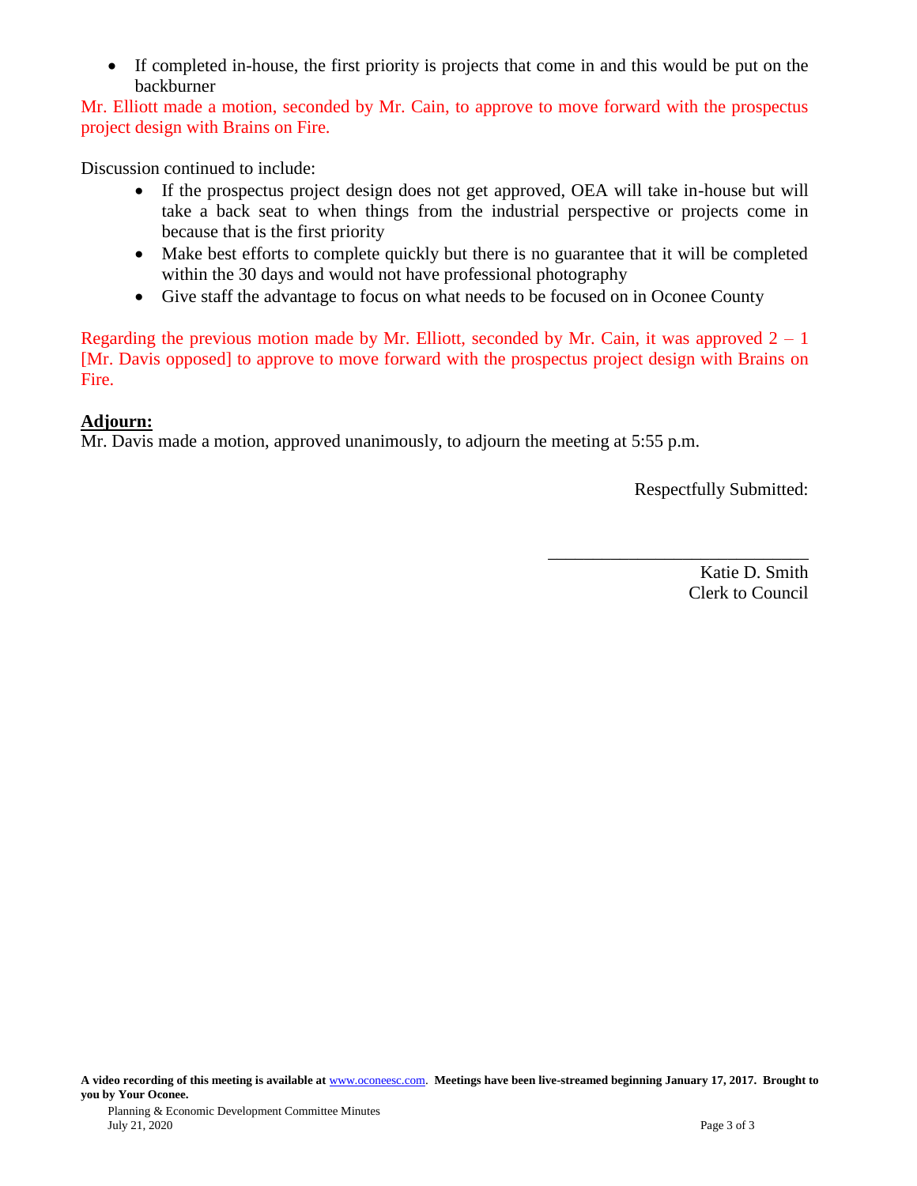- If completed in-house, the first priority is projects that come in and this would be put on the backburner

Mr. Elliott made a motion, seconded by Mr. Cain, to approve to move forward with the prospectus project design with Brains on Fire.

Discussion continued to include:

- If the prospectus project design does not get approved, OEA will take in-house but will take a back seat to when things from the industrial perspective or projects come in because that is the first priority
- Make best efforts to complete quickly but there is no guarantee that it will be completed within the 30 days and would not have professional photography
- Give staff the advantage to focus on what needs to be focused on in Oconee County

Regarding the previous motion made by Mr. Elliott, seconded by Mr. Cain, it was approved 2 – 1 [Mr. Davis opposed] to approve to move forward with the prospectus project design with Brains on Fire.

**Adjourn:**

Mr. Davis made a motion, approved unanimously, to adjourn the meeting at 5:55 p.m.

Respectfully Submitted:

\_\_\_\_\_\_\_\_\_\_\_\_\_\_\_\_\_\_\_\_\_\_\_\_\_\_\_\_\_\_

Katie D. Smith
Clerk to Council

**A video recording of this meeting is available at** www.oconeesc.com. **Meetings have been live-streamed beginning January 17, 2017. Brought to you by Your Oconee.**